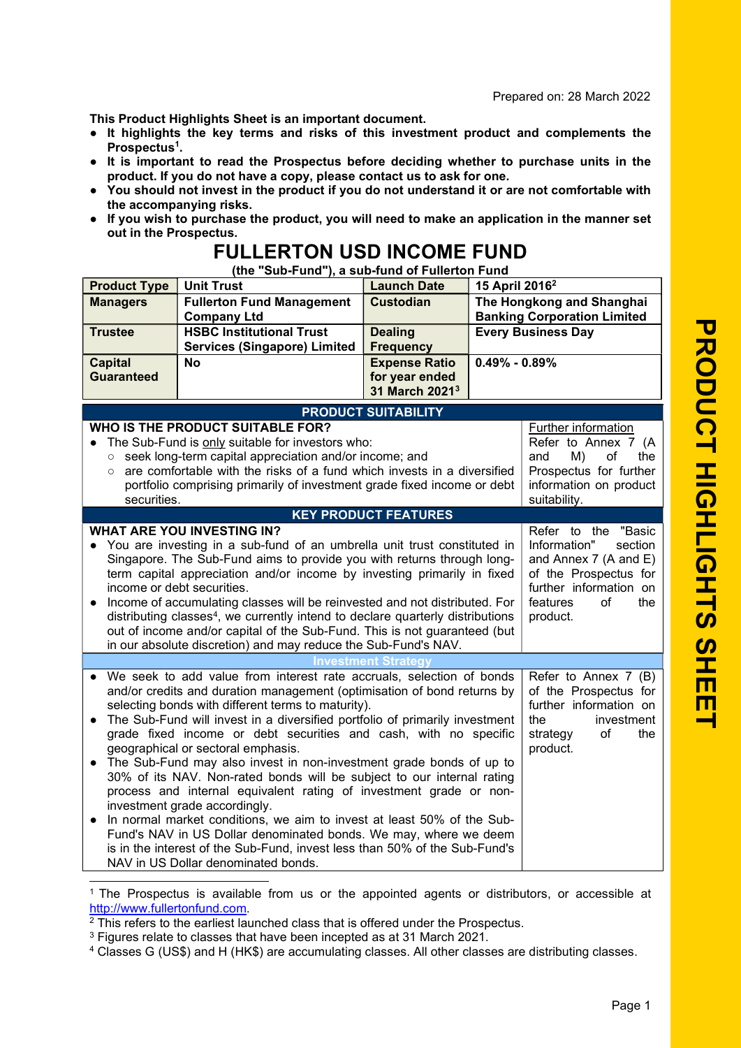Prepared on: 28 March 2022

**This Product Highlights Sheet is an important document.**

- **It highlights the key terms and risks of this investment product and complements the Prospectus[1].**
- **It is important to read the Prospectus before deciding whether to purchase units in the product. If you do not have a copy, please contact us to ask for one.**
- **You should not invest in the product if you do not understand it or are not comfortable with the accompanying risks.**
- **If you wish to purchase the product, you will need to make an application in the manner set out in the Prospectus.**

# FULLERTON USD INCOME FUND

**(the "Sub-Fund"), a sub-fund of Fullerton Fund**

| **Product Type** | **Unit Trust** | **Launch Date** | **15 April 2016[2]** |
|---|---|---|---|
| **Managers** | **Fullerton Fund Management Company Ltd** | **Custodian** | **The Hongkong and Shanghai Banking Corporation Limited** |
| **Trustee** | **HSBC Institutional Trust Services (Singapore) Limited** | **Dealing Frequency** | **Every Business Day** |
| **Capital Guaranteed** | **No** | **Expense Ratio for year ended 31 March 2021[3]** | **0.49% - 0.89%** |

## PRODUCT SUITABILITY

| | |
|---|---|
| **WHO IS THE PRODUCT SUITABLE FOR?**<br>• The Sub-Fund is only suitable for investors who:<br>○ seek long-term capital appreciation and/or income; and<br>○ are comfortable with the risks of a fund which invests in a diversified portfolio comprising primarily of investment grade fixed income or debt securities. | Further information<br>Refer to Annex 7 (A and M) of the Prospectus for further information on product suitability. |

## KEY PRODUCT FEATURES

| | |
|---|---|
| **WHAT ARE YOU INVESTING IN?**<br>• You are investing in a sub-fund of an umbrella unit trust constituted in Singapore. The Sub-Fund aims to provide you with returns through long-term capital appreciation and/or income by investing primarily in fixed income or debt securities.<br>• Income of accumulating classes will be reinvested and not distributed. For distributing classes[4], we currently intend to declare quarterly distributions out of income and/or capital of the Sub-Fund. This is not guaranteed (but in our absolute discretion) and may reduce the Sub-Fund's NAV. | Refer to the "Basic Information" section and Annex 7 (A and E) of the Prospectus for further information on features of the product. |

### Investment Strategy

| | |
|---|---|
| • We seek to add value from interest rate accruals, selection of bonds and/or credits and duration management (optimisation of bond returns by selecting bonds with different terms to maturity).<br>• The Sub-Fund will invest in a diversified portfolio of primarily investment grade fixed income or debt securities and cash, with no specific geographical or sectoral emphasis.<br>• The Sub-Fund may also invest in non-investment grade bonds of up to 30% of its NAV. Non-rated bonds will be subject to our internal rating process and internal equivalent rating of investment grade or non-investment grade accordingly.<br>• In normal market conditions, we aim to invest at least 50% of the Sub-Fund's NAV in US Dollar denominated bonds. We may, where we deem is in the interest of the Sub-Fund, invest less than 50% of the Sub-Fund's NAV in US Dollar denominated bonds. | Refer to Annex 7 (B) of the Prospectus for further information on the investment strategy of the product. |

---

[1] The Prospectus is available from us or the appointed agents or distributors, or accessible at http://www.fullertonfund.com.

[2] This refers to the earliest launched class that is offered under the Prospectus.

[3] Figures relate to classes that have been incepted as at 31 March 2021.

[4] Classes G (US$) and H (HK$) are accumulating classes. All other classes are distributing classes.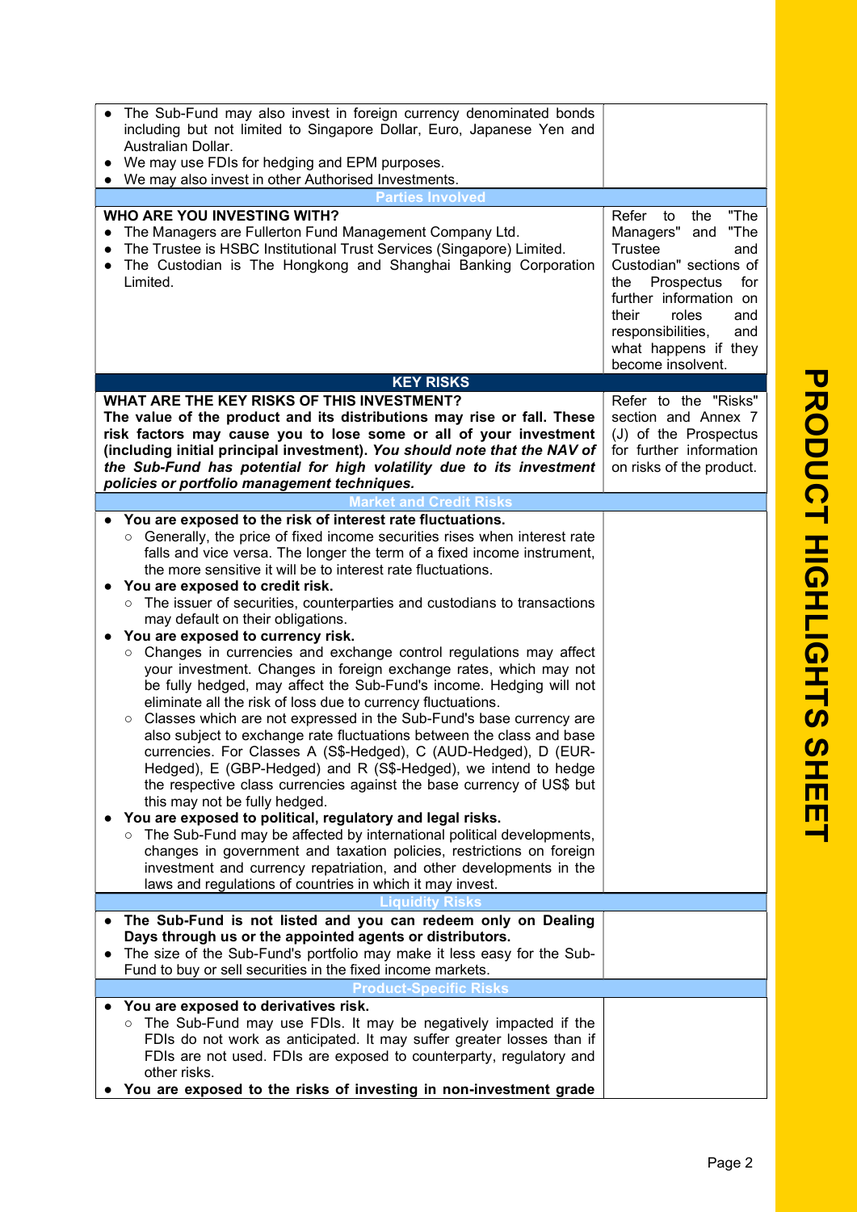| | |
|---|---|
| • The Sub-Fund may also invest in foreign currency denominated bonds including but not limited to Singapore Dollar, Euro, Japanese Yen and Australian Dollar.<br>• We may use FDIs for hedging and EPM purposes.<br>• We may also invest in other Authorised Investments. | |
| **Parties Involved** | |
| **WHO ARE YOU INVESTING WITH?**<br>• The Managers are Fullerton Fund Management Company Ltd.<br>• The Trustee is HSBC Institutional Trust Services (Singapore) Limited.<br>• The Custodian is The Hongkong and Shanghai Banking Corporation Limited. | Refer to the "The Managers" and "The Trustee and Custodian" sections of the Prospectus for further information on their roles and responsibilities, and what happens if they become insolvent. |
| **KEY RISKS** | |
| **WHAT ARE THE KEY RISKS OF THIS INVESTMENT?**<br>**The value of the product and its distributions may rise or fall. These risk factors may cause you to lose some or all of your investment (including initial principal investment). *You should note that the NAV of the Sub-Fund has potential for high volatility due to its investment policies or portfolio management techniques.*** | Refer to the "Risks" section and Annex 7 (J) of the Prospectus for further information on risks of the product. |
| **Market and Credit Risks** | |
| • **You are exposed to the risk of interest rate fluctuations.**<br>  ○ Generally, the price of fixed income securities rises when interest rate falls and vice versa. The longer the term of a fixed income instrument, the more sensitive it will be to interest rate fluctuations.<br>• **You are exposed to credit risk.**<br>  ○ The issuer of securities, counterparties and custodians to transactions may default on their obligations.<br>• **You are exposed to currency risk.**<br>  ○ Changes in currencies and exchange control regulations may affect your investment. Changes in foreign exchange rates, which may not be fully hedged, may affect the Sub-Fund's income. Hedging will not eliminate all the risk of loss due to currency fluctuations.<br>  ○ Classes which are not expressed in the Sub-Fund's base currency are also subject to exchange rate fluctuations between the class and base currencies. For Classes A (S$-Hedged), C (AUD-Hedged), D (EUR-Hedged), E (GBP-Hedged) and R (S$-Hedged), we intend to hedge the respective class currencies against the base currency of US$ but this may not be fully hedged.<br>• **You are exposed to political, regulatory and legal risks.**<br>  ○ The Sub-Fund may be affected by international political developments, changes in government and taxation policies, restrictions on foreign investment and currency repatriation, and other developments in the laws and regulations of countries in which it may invest. | |
| **Liquidity Risks** | |
| • **The Sub-Fund is not listed and you can redeem only on Dealing Days through us or the appointed agents or distributors.**<br>• The size of the Sub-Fund's portfolio may make it less easy for the Sub-Fund to buy or sell securities in the fixed income markets. | |
| **Product-Specific Risks** | |
| • **You are exposed to derivatives risk.**<br>  ○ The Sub-Fund may use FDIs. It may be negatively impacted if the FDIs do not work as anticipated. It may suffer greater losses than if FDIs are not used. FDIs are exposed to counterparty, regulatory and other risks.<br>• **You are exposed to the risks of investing in non-investment grade** | |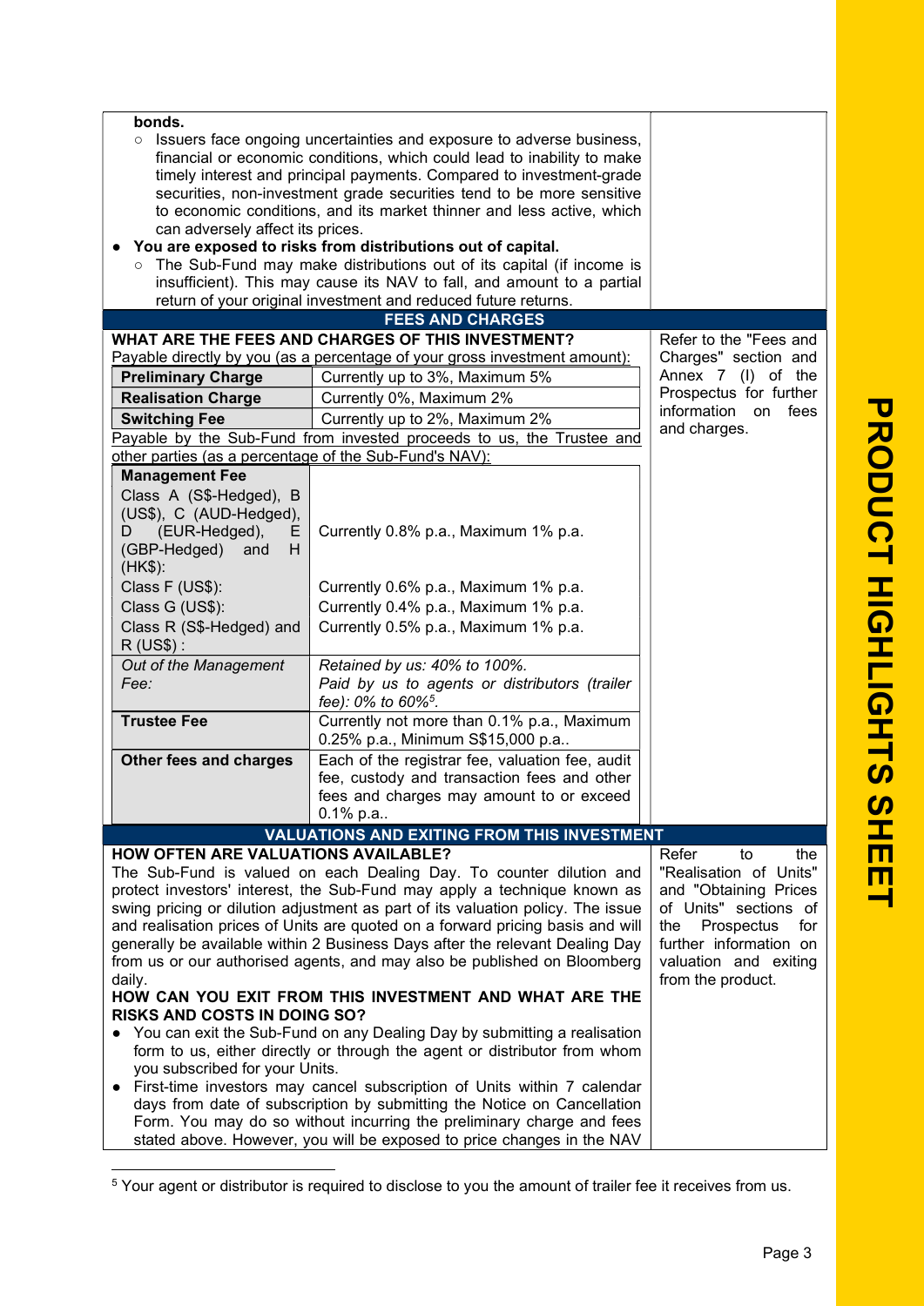**bonds.**

- Issuers face ongoing uncertainties and exposure to adverse business, financial or economic conditions, which could lead to inability to make timely interest and principal payments. Compared to investment-grade securities, non-investment grade securities tend to be more sensitive to economic conditions, and its market thinner and less active, which can adversely affect its prices.

- **You are exposed to risks from distributions out of capital.**
  - The Sub-Fund may make distributions out of its capital (if income is insufficient). This may cause its NAV to fall, and amount to a partial return of your original investment and reduced future returns.

## FEES AND CHARGES

**WHAT ARE THE FEES AND CHARGES OF THIS INVESTMENT?**

Payable directly by you (as a percentage of your gross investment amount):

| | |
|---|---|
| **Preliminary Charge** | Currently up to 3%, Maximum 5% |
| **Realisation Charge** | Currently 0%, Maximum 2% |
| **Switching Fee** | Currently up to 2%, Maximum 2% |

Payable by the Sub-Fund from invested proceeds to us, the Trustee and other parties (as a percentage of the Sub-Fund's NAV):

| | |
|---|---|
| **Management Fee** | |
| Class A (S$-Hedged), B (US$), C (AUD-Hedged), D (EUR-Hedged), E (GBP-Hedged) and H (HK$): | Currently 0.8% p.a., Maximum 1% p.a. |
| Class F (US$): | Currently 0.6% p.a., Maximum 1% p.a. |
| Class G (US$): | Currently 0.4% p.a., Maximum 1% p.a. |
| Class R (S$-Hedged) and R (US$) : | Currently 0.5% p.a., Maximum 1% p.a. |
| *Out of the Management Fee:* | *Retained by us: 40% to 100%.* *Paid by us to agents or distributors (trailer fee): 0% to 60%*[5]. |
| **Trustee Fee** | Currently not more than 0.1% p.a., Maximum 0.25% p.a., Minimum S$15,000 p.a.. |
| **Other fees and charges** | Each of the registrar fee, valuation fee, audit fee, custody and transaction fees and other fees and charges may amount to or exceed 0.1% p.a.. |

Refer to the "Fees and Charges" section and Annex 7 (I) of the Prospectus for further information on fees and charges.

## VALUATIONS AND EXITING FROM THIS INVESTMENT

**HOW OFTEN ARE VALUATIONS AVAILABLE?**

The Sub-Fund is valued on each Dealing Day. To counter dilution and protect investors' interest, the Sub-Fund may apply a technique known as swing pricing or dilution adjustment as part of its valuation policy. The issue and realisation prices of Units are quoted on a forward pricing basis and will generally be available within 2 Business Days after the relevant Dealing Day from us or our authorised agents, and may also be published on Bloomberg daily.

**HOW CAN YOU EXIT FROM THIS INVESTMENT AND WHAT ARE THE RISKS AND COSTS IN DOING SO?**

- You can exit the Sub-Fund on any Dealing Day by submitting a realisation form to us, either directly or through the agent or distributor from whom you subscribed for your Units.
- First-time investors may cancel subscription of Units within 7 calendar days from date of subscription by submitting the Notice on Cancellation Form. You may do so without incurring the preliminary charge and fees stated above. However, you will be exposed to price changes in the NAV

Refer to the "Realisation of Units" and "Obtaining Prices of Units" sections of the Prospectus for further information on valuation and exiting from the product.

[5] Your agent or distributor is required to disclose to you the amount of trailer fee it receives from us.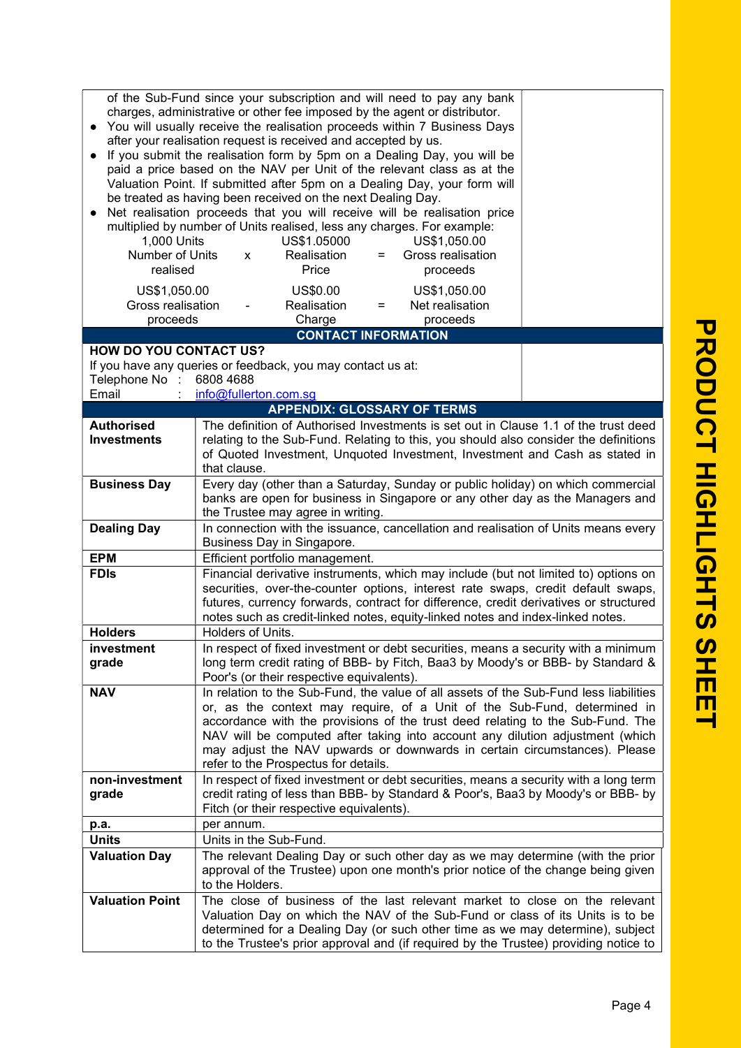of the Sub-Fund since your subscription and will need to pay any bank charges, administrative or other fee imposed by the agent or distributor.

- You will usually receive the realisation proceeds within 7 Business Days after your realisation request is received and accepted by us.
- If you submit the realisation form by 5pm on a Dealing Day, you will be paid a price based on the NAV per Unit of the relevant class as at the Valuation Point. If submitted after 5pm on a Dealing Day, your form will be treated as having been received on the next Dealing Day.
- Net realisation proceeds that you will receive will be realisation price multiplied by number of Units realised, less any charges. For example:

| 1,000 Units | | US$1.05000 | | US$1,050.00 |
|---|---|---|---|---|
| Number of Units realised | x | Realisation Price | = | Gross realisation proceeds |
| US$1,050.00 | | US$0.00 | | US$1,050.00 |
| Gross realisation proceeds | - | Realisation Charge | = | Net realisation proceeds |

## CONTACT INFORMATION

**HOW DO YOU CONTACT US?**

If you have any queries or feedback, you may contact us at:

Telephone No : 6808 4688

Email : info@fullerton.com.sg

## APPENDIX: GLOSSARY OF TERMS

| Term | Definition |
|---|---|
| **Authorised Investments** | The definition of Authorised Investments is set out in Clause 1.1 of the trust deed relating to the Sub-Fund. Relating to this, you should also consider the definitions of Quoted Investment, Unquoted Investment, Investment and Cash as stated in that clause. |
| **Business Day** | Every day (other than a Saturday, Sunday or public holiday) on which commercial banks are open for business in Singapore or any other day as the Managers and the Trustee may agree in writing. |
| **Dealing Day** | In connection with the issuance, cancellation and realisation of Units means every Business Day in Singapore. |
| **EPM** | Efficient portfolio management. |
| **FDIs** | Financial derivative instruments, which may include (but not limited to) options on securities, over-the-counter options, interest rate swaps, credit default swaps, futures, currency forwards, contract for difference, credit derivatives or structured notes such as credit-linked notes, equity-linked notes and index-linked notes. |
| **Holders** | Holders of Units. |
| **investment grade** | In respect of fixed investment or debt securities, means a security with a minimum long term credit rating of BBB- by Fitch, Baa3 by Moody's or BBB- by Standard & Poor's (or their respective equivalents). |
| **NAV** | In relation to the Sub-Fund, the value of all assets of the Sub-Fund less liabilities or, as the context may require, of a Unit of the Sub-Fund, determined in accordance with the provisions of the trust deed relating to the Sub-Fund. The NAV will be computed after taking into account any dilution adjustment (which may adjust the NAV upwards or downwards in certain circumstances). Please refer to the Prospectus for details. |
| **non-investment grade** | In respect of fixed investment or debt securities, means a security with a long term credit rating of less than BBB- by Standard & Poor's, Baa3 by Moody's or BBB- by Fitch (or their respective equivalents). |
| **p.a.** | per annum. |
| **Units** | Units in the Sub-Fund. |
| **Valuation Day** | The relevant Dealing Day or such other day as we may determine (with the prior approval of the Trustee) upon one month's prior notice of the change being given to the Holders. |
| **Valuation Point** | The close of business of the last relevant market to close on the relevant Valuation Day on which the NAV of the Sub-Fund or class of its Units is to be determined for a Dealing Day (or such other time as we may determine), subject to the Trustee's prior approval and (if required by the Trustee) providing notice to |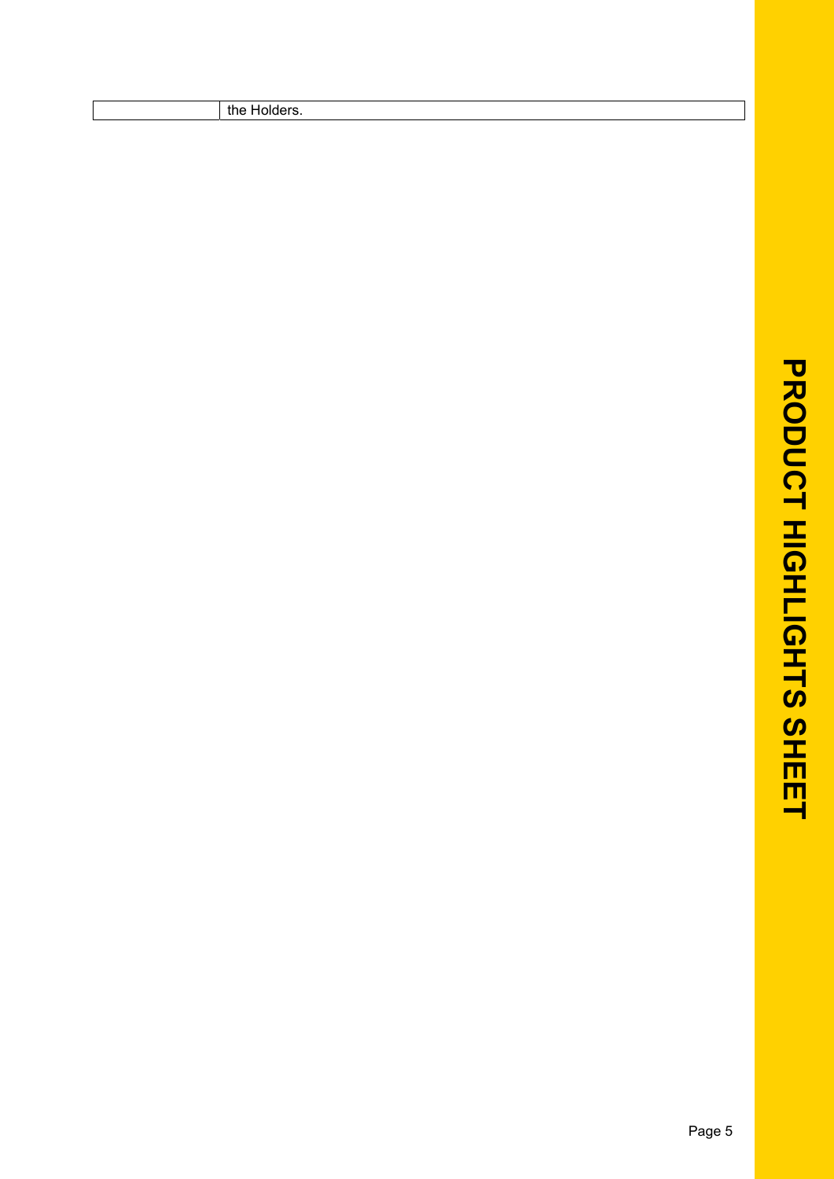| | |
|---|---|
| | the Holders. |